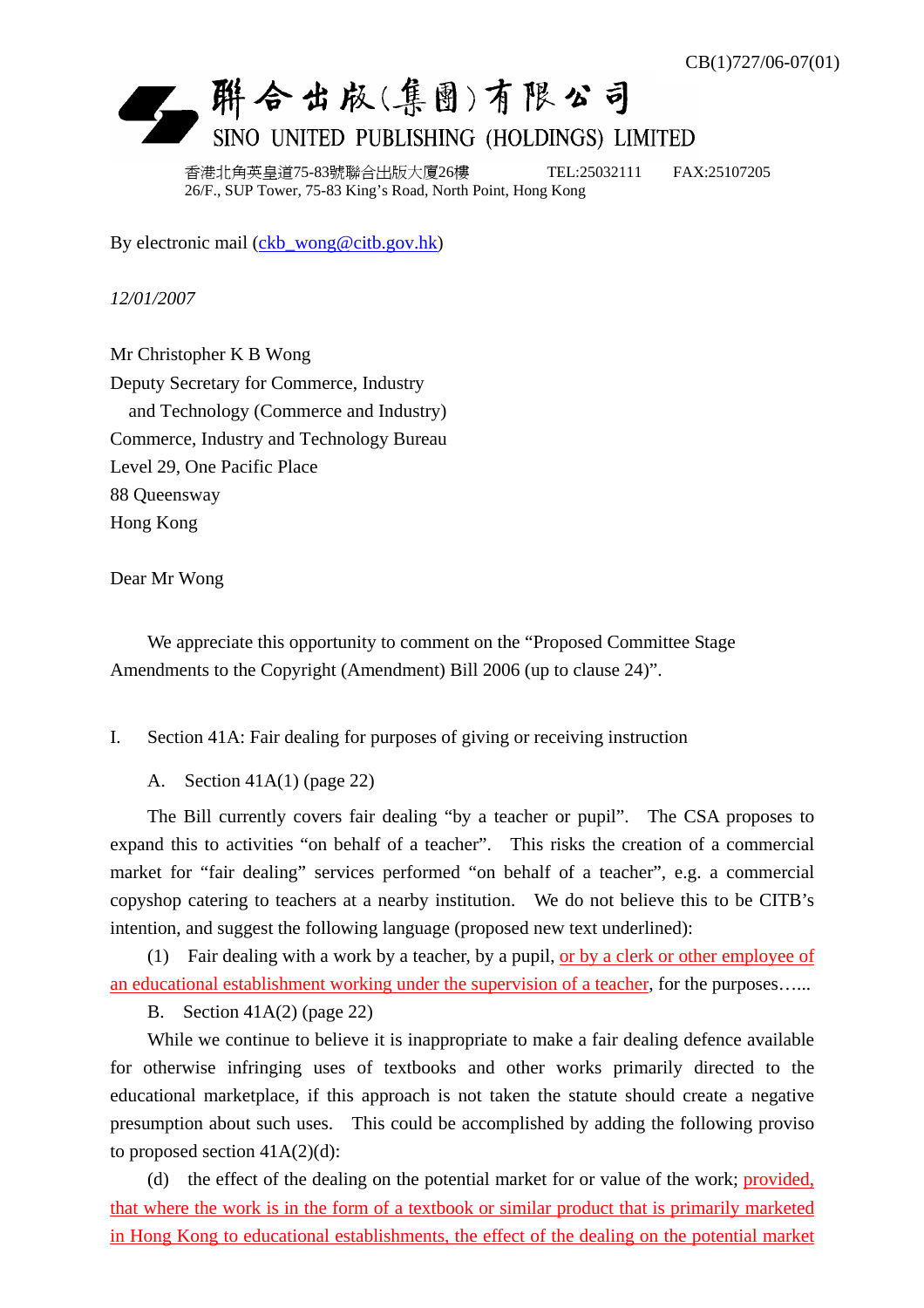CB(1)727/06-07(01)

聯合出版(集團)有限公司
SINO UNITED PUBLISHING (HOLDINGS) LIMITED

香港北角英皇道75-83號聯合出版大廈26樓 TEL:25032111 FAX:25107205
26/F., SUP Tower, 75-83 King's Road, North Point, Hong Kong

By electronic mail (ckb_wong@citb.gov.hk)

*12/01/2007*

Mr Christopher K B Wong
Deputy Secretary for Commerce, Industry
and Technology (Commerce and Industry)
Commerce, Industry and Technology Bureau
Level 29, One Pacific Place
88 Queensway
Hong Kong

Dear Mr Wong

We appreciate this opportunity to comment on the "Proposed Committee Stage Amendments to the Copyright (Amendment) Bill 2006 (up to clause 24)".

I. Section 41A: Fair dealing for purposes of giving or receiving instruction

A. Section 41A(1) (page 22)

The Bill currently covers fair dealing "by a teacher or pupil". The CSA proposes to expand this to activities "on behalf of a teacher". This risks the creation of a commercial market for "fair dealing" services performed "on behalf of a teacher", e.g. a commercial copyshop catering to teachers at a nearby institution. We do not believe this to be CITB's intention, and suggest the following language (proposed new text underlined):

(1) Fair dealing with a work by a teacher, by a pupil, <u>or by a clerk or other employee of an educational establishment working under the supervision of a teacher</u>, for the purposes…...

B. Section 41A(2) (page 22)

While we continue to believe it is inappropriate to make a fair dealing defence available for otherwise infringing uses of textbooks and other works primarily directed to the educational marketplace, if this approach is not taken the statute should create a negative presumption about such uses. This could be accomplished by adding the following proviso to proposed section 41A(2)(d):

(d) the effect of the dealing on the potential market for or value of the work; <u>provided, that where the work is in the form of a textbook or similar product that is primarily marketed in Hong Kong to educational establishments, the effect of the dealing on the potential market</u>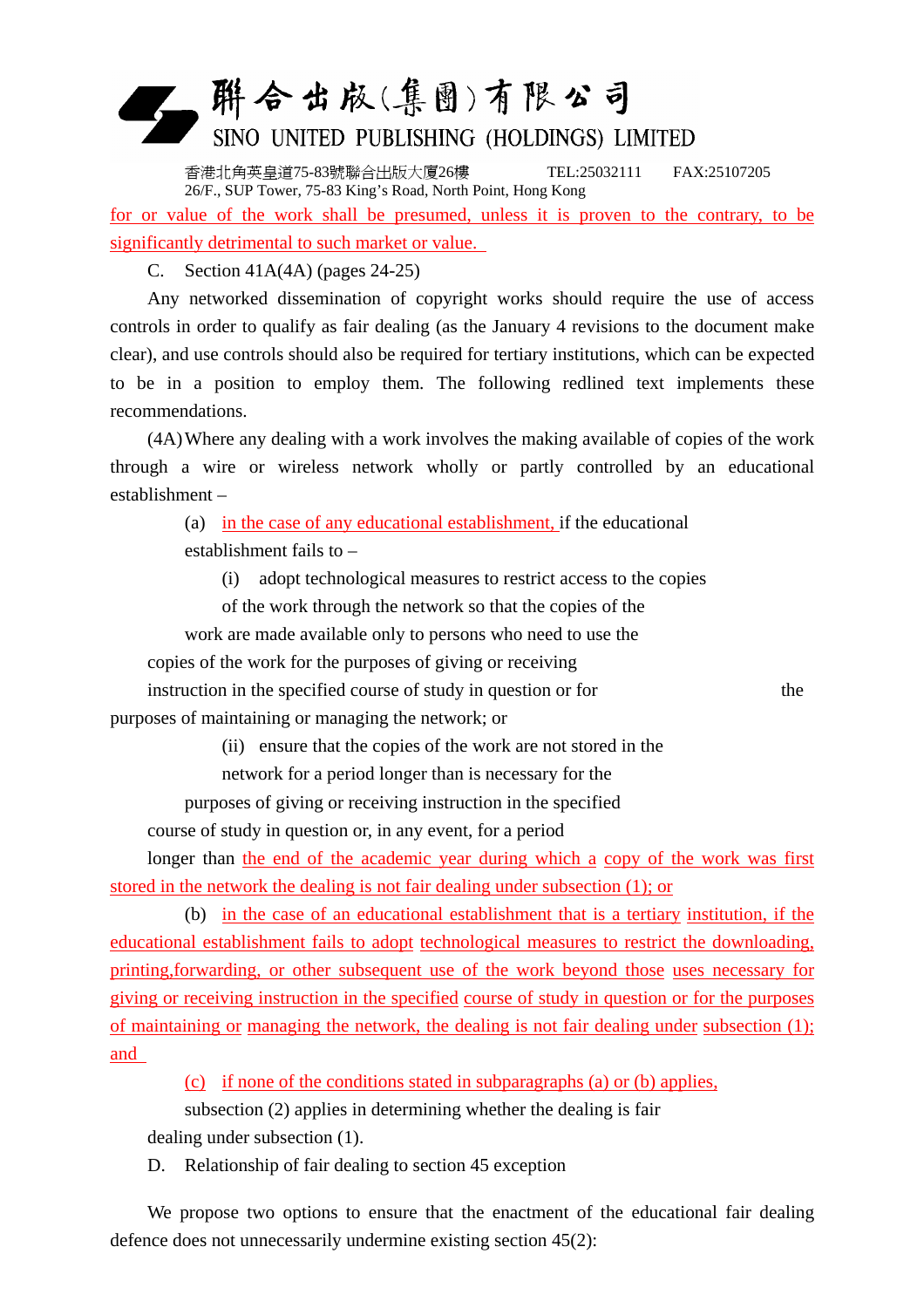for or value of the work shall be presumed, unless it is proven to the contrary, to be significantly detrimental to such market or value.

C. Section 41A(4A) (pages 24-25)

Any networked dissemination of copyright works should require the use of access controls in order to qualify as fair dealing (as the January 4 revisions to the document make clear), and use controls should also be required for tertiary institutions, which can be expected to be in a position to employ them. The following redlined text implements these recommendations.

(4A) Where any dealing with a work involves the making available of copies of the work through a wire or wireless network wholly or partly controlled by an educational establishment –

(a) in the case of any educational establishment, if the educational establishment fails to –

(i) adopt technological measures to restrict access to the copies of the work through the network so that the copies of the work are made available only to persons who need to use the copies of the work for the purposes of giving or receiving instruction in the specified course of study in question or for the purposes of maintaining or managing the network; or

(ii) ensure that the copies of the work are not stored in the network for a period longer than is necessary for the purposes of giving or receiving instruction in the specified course of study in question or, in any event, for a period longer than the end of the academic year during which a copy of the work was first stored in the network the dealing is not fair dealing under subsection (1); or

(b) in the case of an educational establishment that is a tertiary institution, if the educational establishment fails to adopt technological measures to restrict the downloading, printing, forwarding, or other subsequent use of the work beyond those uses necessary for giving or receiving instruction in the specified course of study in question or for the purposes of maintaining or managing the network, the dealing is not fair dealing under subsection (1); and

(c) if none of the conditions stated in subparagraphs (a) or (b) applies, subsection (2) applies in determining whether the dealing is fair dealing under subsection (1).

D. Relationship of fair dealing to section 45 exception

We propose two options to ensure that the enactment of the educational fair dealing defence does not unnecessarily undermine existing section 45(2):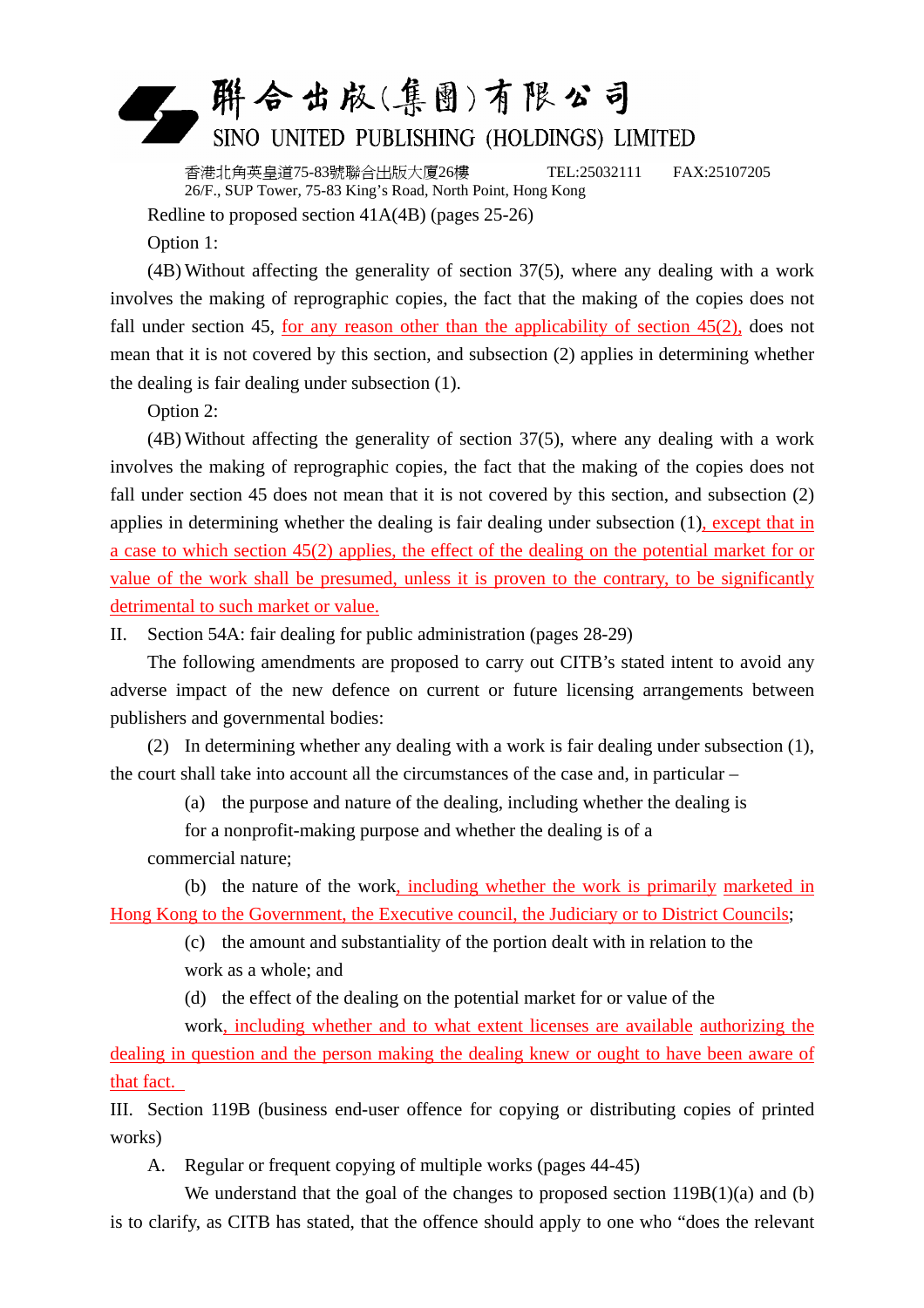聯合出版(集團)有限公司
SINO UNITED PUBLISHING (HOLDINGS) LIMITED

香港北角英皇道75-83號聯合出版大廈26樓 TEL:25032111 FAX:25107205
26/F., SUP Tower, 75-83 King's Road, North Point, Hong Kong

Redline to proposed section 41A(4B) (pages 25-26)

Option 1:

(4B) Without affecting the generality of section 37(5), where any dealing with a work involves the making of reprographic copies, the fact that the making of the copies does not fall under section 45, <u>for any reason other than the applicability of section 45(2),</u> does not mean that it is not covered by this section, and subsection (2) applies in determining whether the dealing is fair dealing under subsection (1).

Option 2:

(4B) Without affecting the generality of section 37(5), where any dealing with a work involves the making of reprographic copies, the fact that the making of the copies does not fall under section 45 does not mean that it is not covered by this section, and subsection (2) applies in determining whether the dealing is fair dealing under subsection (1)<u>, except that in a case to which section 45(2) applies, the effect of the dealing on the potential market for or value of the work shall be presumed, unless it is proven to the contrary, to be significantly detrimental to such market or value.</u>

II. Section 54A: fair dealing for public administration (pages 28-29)

The following amendments are proposed to carry out CITB's stated intent to avoid any adverse impact of the new defence on current or future licensing arrangements between publishers and governmental bodies:

(2) In determining whether any dealing with a work is fair dealing under subsection (1), the court shall take into account all the circumstances of the case and, in particular –

(a) the purpose and nature of the dealing, including whether the dealing is for a nonprofit-making purpose and whether the dealing is of a commercial nature;

(b) the nature of the work<u>, including whether the work is primarily marketed in Hong Kong to the Government, the Executive council, the Judiciary or to District Councils</u>;

(c) the amount and substantiality of the portion dealt with in relation to the work as a whole; and

(d) the effect of the dealing on the potential market for or value of the work<u>, including whether and to what extent licenses are available authorizing the dealing in question and the person making the dealing knew or ought to have been aware of that fact.</u>

III. Section 119B (business end-user offence for copying or distributing copies of printed works)

A. Regular or frequent copying of multiple works (pages 44-45)

We understand that the goal of the changes to proposed section 119B(1)(a) and (b) is to clarify, as CITB has stated, that the offence should apply to one who "does the relevant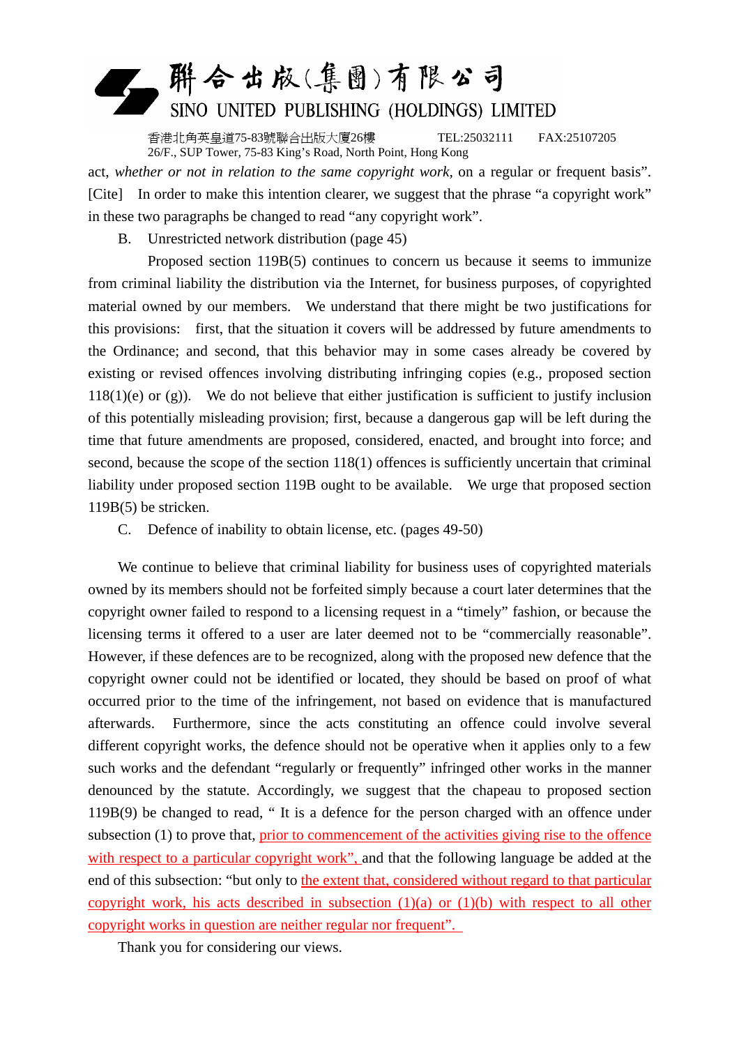act, *whether or not in relation to the same copyright work*, on a regular or frequent basis". [Cite] In order to make this intention clearer, we suggest that the phrase "a copyright work" in these two paragraphs be changed to read "any copyright work".

B. Unrestricted network distribution (page 45)

Proposed section 119B(5) continues to concern us because it seems to immunize from criminal liability the distribution via the Internet, for business purposes, of copyrighted material owned by our members. We understand that there might be two justifications for this provisions: first, that the situation it covers will be addressed by future amendments to the Ordinance; and second, that this behavior may in some cases already be covered by existing or revised offences involving distributing infringing copies (e.g., proposed section 118(1)(e) or (g)). We do not believe that either justification is sufficient to justify inclusion of this potentially misleading provision; first, because a dangerous gap will be left during the time that future amendments are proposed, considered, enacted, and brought into force; and second, because the scope of the section 118(1) offences is sufficiently uncertain that criminal liability under proposed section 119B ought to be available. We urge that proposed section 119B(5) be stricken.

C. Defence of inability to obtain license, etc. (pages 49-50)

We continue to believe that criminal liability for business uses of copyrighted materials owned by its members should not be forfeited simply because a court later determines that the copyright owner failed to respond to a licensing request in a "timely" fashion, or because the licensing terms it offered to a user are later deemed not to be "commercially reasonable". However, if these defences are to be recognized, along with the proposed new defence that the copyright owner could not be identified or located, they should be based on proof of what occurred prior to the time of the infringement, not based on evidence that is manufactured afterwards. Furthermore, since the acts constituting an offence could involve several different copyright works, the defence should not be operative when it applies only to a few such works and the defendant "regularly or frequently" infringed other works in the manner denounced by the statute. Accordingly, we suggest that the chapeau to proposed section 119B(9) be changed to read, " It is a defence for the person charged with an offence under subsection (1) to prove that, <u>prior to commencement of the activities giving rise to the offence with respect to a particular copyright work",</u> and that the following language be added at the end of this subsection: "but only to <u>the extent that, considered without regard to that particular copyright work, his acts described in subsection (1)(a) or (1)(b) with respect to all other copyright works in question are neither regular nor frequent".</u>

Thank you for considering our views.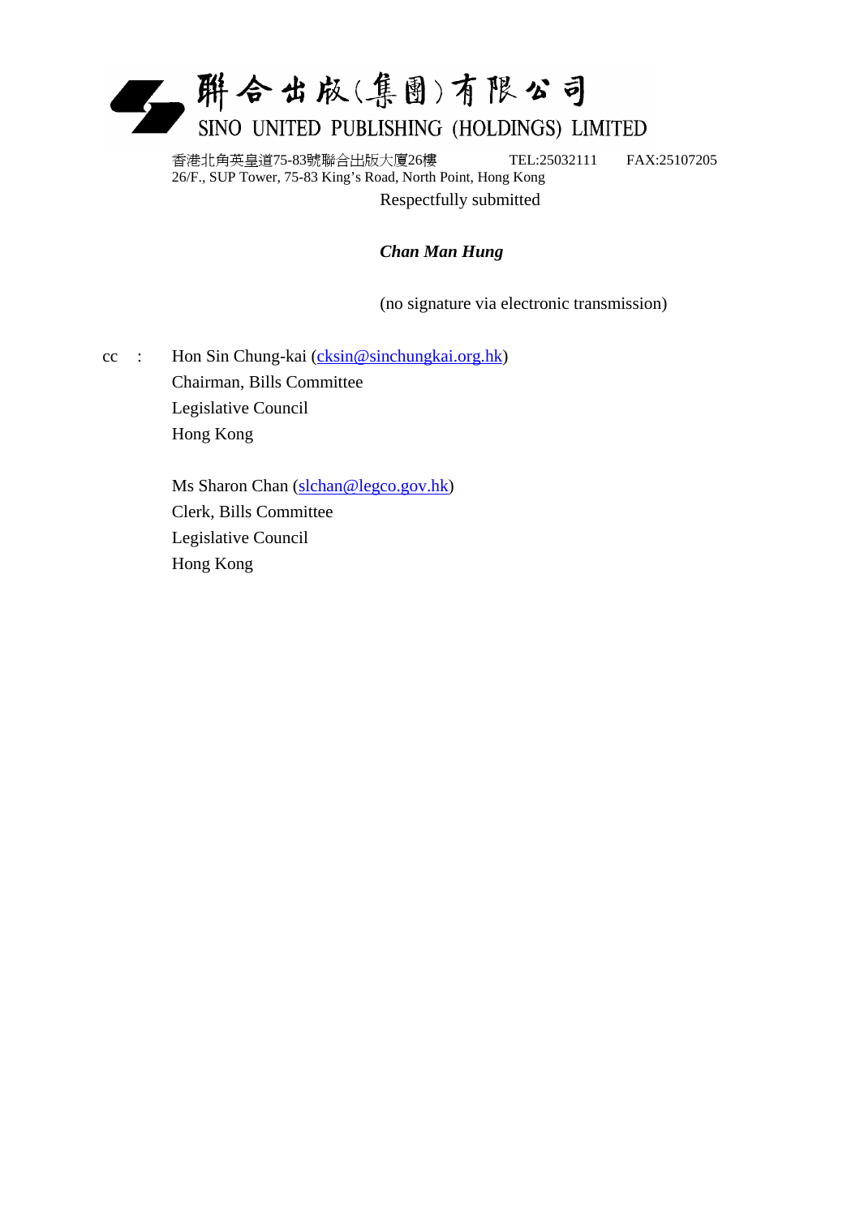聯合出版(集團)有限公司
SINO UNITED PUBLISHING (HOLDINGS) LIMITED

香港北角英皇道75-83號聯合出版大廈26樓　　TEL:25032111　　FAX:25107205
26/F., SUP Tower, 75-83 King's Road, North Point, Hong Kong

Respectfully submitted

***Chan Man Hung***

(no signature via electronic transmission)

cc : Hon Sin Chung-kai (cksin@sinchungkai.org.hk)
Chairman, Bills Committee
Legislative Council
Hong Kong

Ms Sharon Chan (slchan@legco.gov.hk)
Clerk, Bills Committee
Legislative Council
Hong Kong